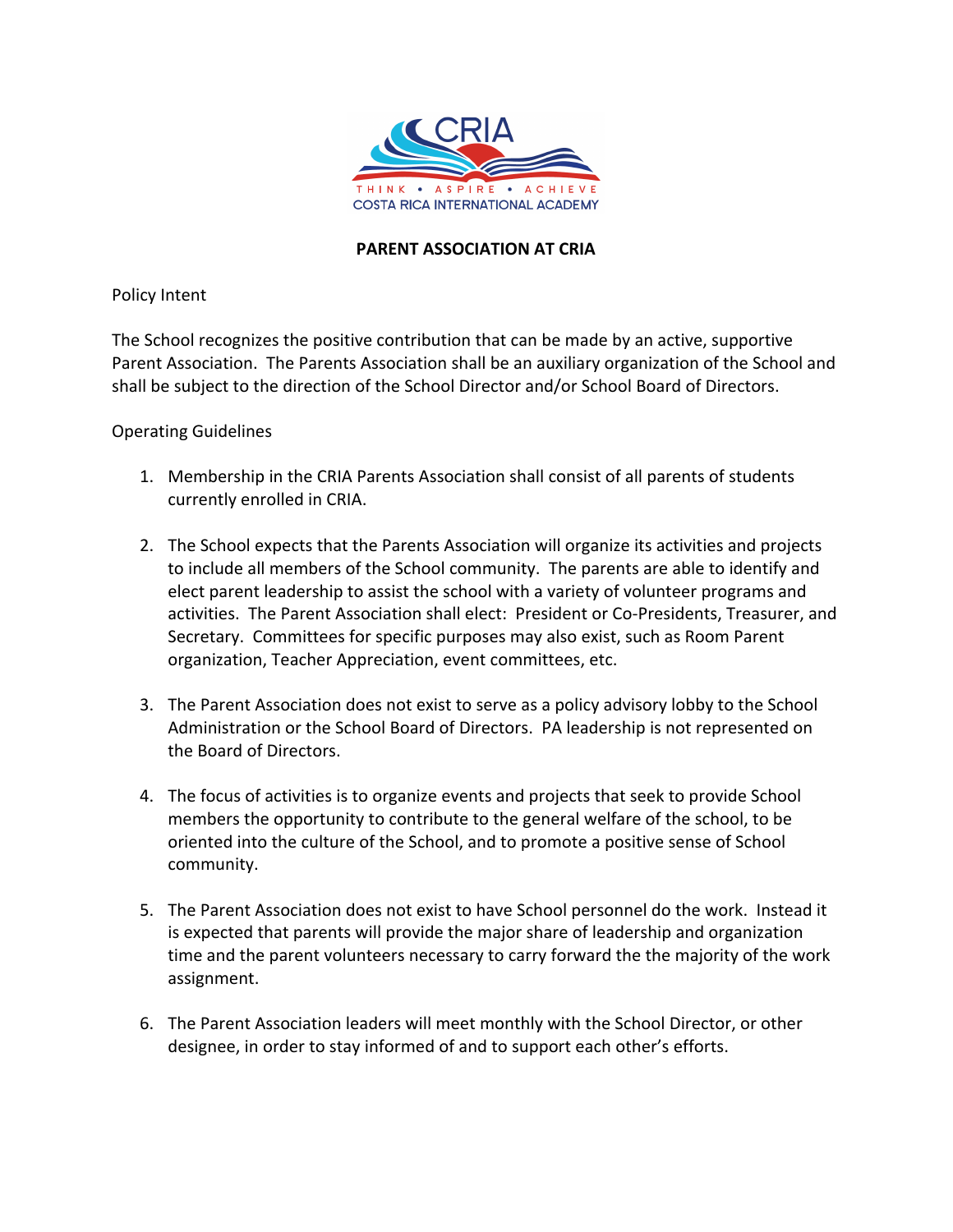# PARENT ASSOCIATION AT CRIA

Policy Intent

The School recognizes the positive contribution that can be made by an active, supportive Parent Association. The Parents Association shall be an auxiliary organization of the School and shall be subject to the direction of the School Director and/or School Board of Directors.

Operating Guidelines

1. Membership in the CRIA Parents Association shall consist of all parents of students currently enrolled in CRIA.

2. The School expects that the Parents Association will organize its activities and projects to include all members of the School community. The parents are able to identify and elect parent leadership to assist the school with a variety of volunteer programs and activities. The Parent Association shall elect: President or Co-Presidents, Treasurer, and Secretary. Committees for specific purposes may also exist, such as Room Parent organization, Teacher Appreciation, event committees, etc.

3. The Parent Association does not exist to serve as a policy advisory lobby to the School Administration or the School Board of Directors. PA leadership is not represented on the Board of Directors.

4. The focus of activities is to organize events and projects that seek to provide School members the opportunity to contribute to the general welfare of the school, to be oriented into the culture of the School, and to promote a positive sense of School community.

5. The Parent Association does not exist to have School personnel do the work. Instead it is expected that parents will provide the major share of leadership and organization time and the parent volunteers necessary to carry forward the the majority of the work assignment.

6. The Parent Association leaders will meet monthly with the School Director, or other designee, in order to stay informed of and to support each other's efforts.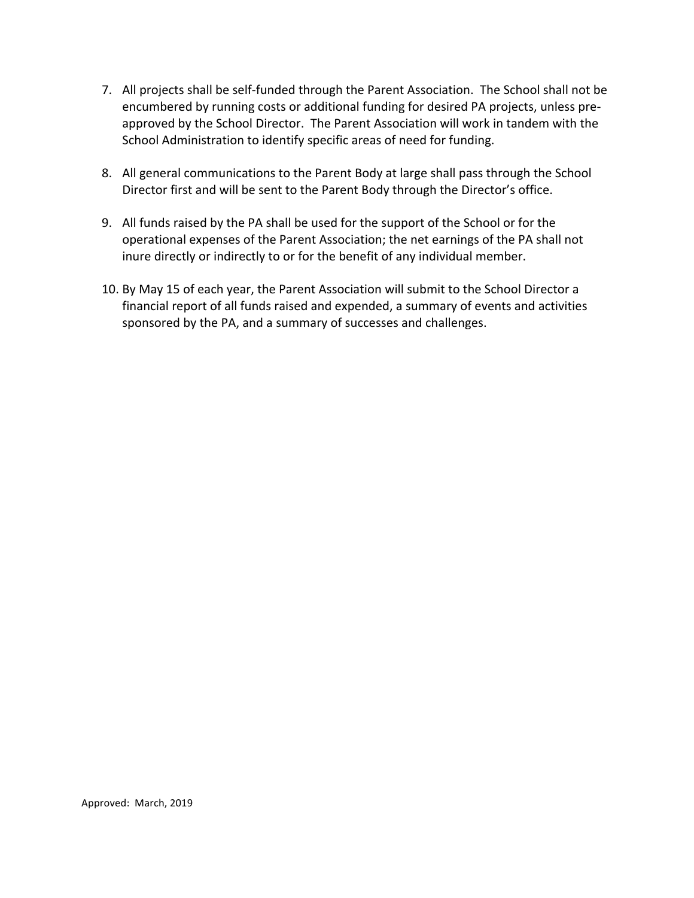7. All projects shall be self-funded through the Parent Association. The School shall not be encumbered by running costs or additional funding for desired PA projects, unless pre-approved by the School Director. The Parent Association will work in tandem with the School Administration to identify specific areas of need for funding.

8. All general communications to the Parent Body at large shall pass through the School Director first and will be sent to the Parent Body through the Director's office.

9. All funds raised by the PA shall be used for the support of the School or for the operational expenses of the Parent Association; the net earnings of the PA shall not inure directly or indirectly to or for the benefit of any individual member.

10. By May 15 of each year, the Parent Association will submit to the School Director a financial report of all funds raised and expended, a summary of events and activities sponsored by the PA, and a summary of successes and challenges.

Approved: March, 2019